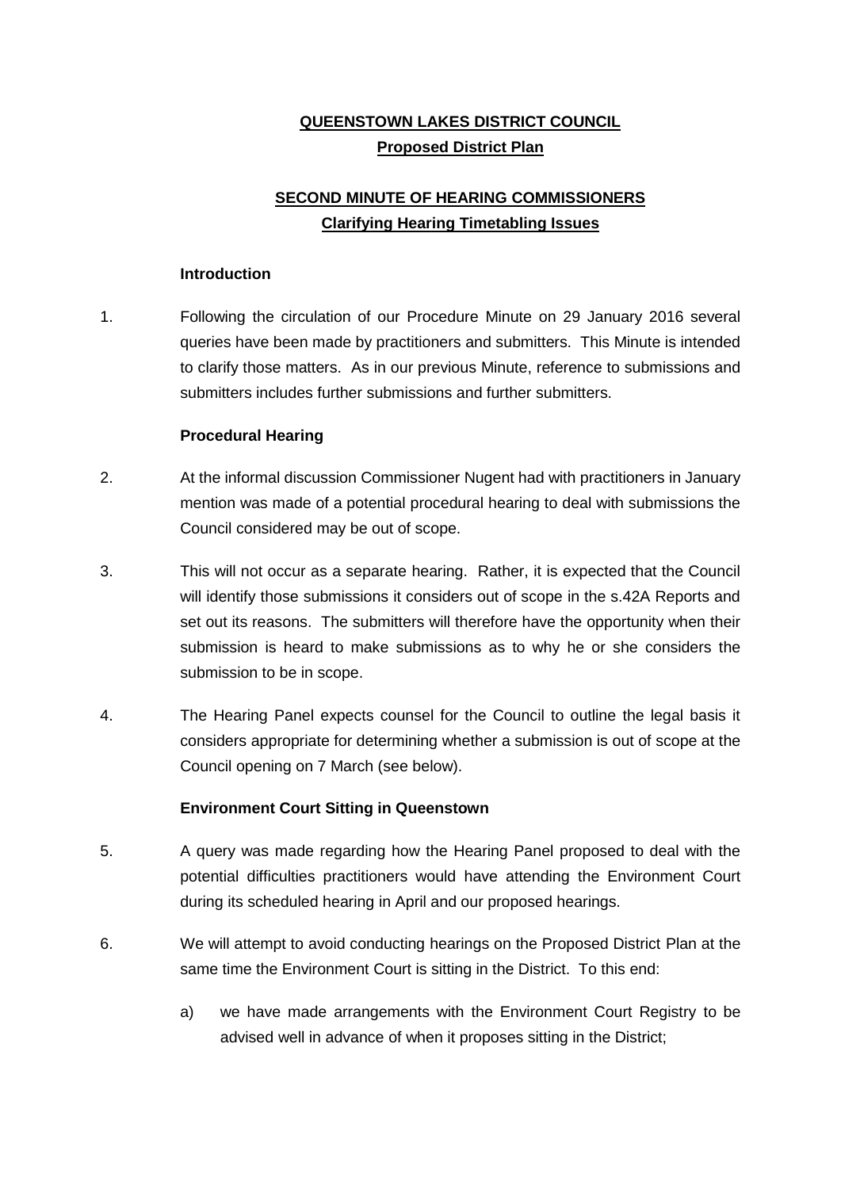# QUEENSTOWN LAKES DISTRICT COUNCIL

## Proposed District Plan

## SECOND MINUTE OF HEARING COMMISSIONERS

### Clarifying Hearing Timetabling Issues

**Introduction**

1. Following the circulation of our Procedure Minute on 29 January 2016 several queries have been made by practitioners and submitters. This Minute is intended to clarify those matters. As in our previous Minute, reference to submissions and submitters includes further submissions and further submitters.

**Procedural Hearing**

2. At the informal discussion Commissioner Nugent had with practitioners in January mention was made of a potential procedural hearing to deal with submissions the Council considered may be out of scope.

3. This will not occur as a separate hearing. Rather, it is expected that the Council will identify those submissions it considers out of scope in the s.42A Reports and set out its reasons. The submitters will therefore have the opportunity when their submission is heard to make submissions as to why he or she considers the submission to be in scope.

4. The Hearing Panel expects counsel for the Council to outline the legal basis it considers appropriate for determining whether a submission is out of scope at the Council opening on 7 March (see below).

**Environment Court Sitting in Queenstown**

5. A query was made regarding how the Hearing Panel proposed to deal with the potential difficulties practitioners would have attending the Environment Court during its scheduled hearing in April and our proposed hearings.

6. We will attempt to avoid conducting hearings on the Proposed District Plan at the same time the Environment Court is sitting in the District. To this end:

   a) we have made arrangements with the Environment Court Registry to be advised well in advance of when it proposes sitting in the District;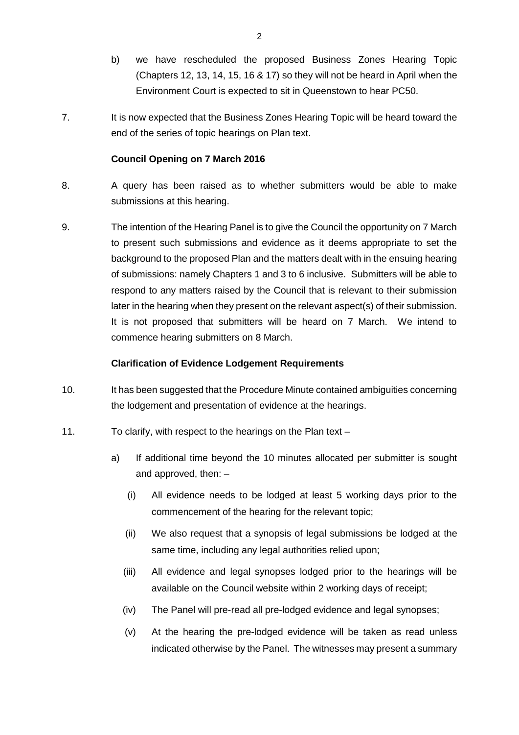b) we have rescheduled the proposed Business Zones Hearing Topic (Chapters 12, 13, 14, 15, 16 & 17) so they will not be heard in April when the Environment Court is expected to sit in Queenstown to hear PC50.

7. It is now expected that the Business Zones Hearing Topic will be heard toward the end of the series of topic hearings on Plan text.

**Council Opening on 7 March 2016**

8. A query has been raised as to whether submitters would be able to make submissions at this hearing.

9. The intention of the Hearing Panel is to give the Council the opportunity on 7 March to present such submissions and evidence as it deems appropriate to set the background to the proposed Plan and the matters dealt with in the ensuing hearing of submissions: namely Chapters 1 and 3 to 6 inclusive. Submitters will be able to respond to any matters raised by the Council that is relevant to their submission later in the hearing when they present on the relevant aspect(s) of their submission. It is not proposed that submitters will be heard on 7 March. We intend to commence hearing submitters on 8 March.

**Clarification of Evidence Lodgement Requirements**

10. It has been suggested that the Procedure Minute contained ambiguities concerning the lodgement and presentation of evidence at the hearings.

11. To clarify, with respect to the hearings on the Plan text –

   a) If additional time beyond the 10 minutes allocated per submitter is sought and approved, then: –

      (i) All evidence needs to be lodged at least 5 working days prior to the commencement of the hearing for the relevant topic;

      (ii) We also request that a synopsis of legal submissions be lodged at the same time, including any legal authorities relied upon;

      (iii) All evidence and legal synopses lodged prior to the hearings will be available on the Council website within 2 working days of receipt;

      (iv) The Panel will pre-read all pre-lodged evidence and legal synopses;

      (v) At the hearing the pre-lodged evidence will be taken as read unless indicated otherwise by the Panel. The witnesses may present a summary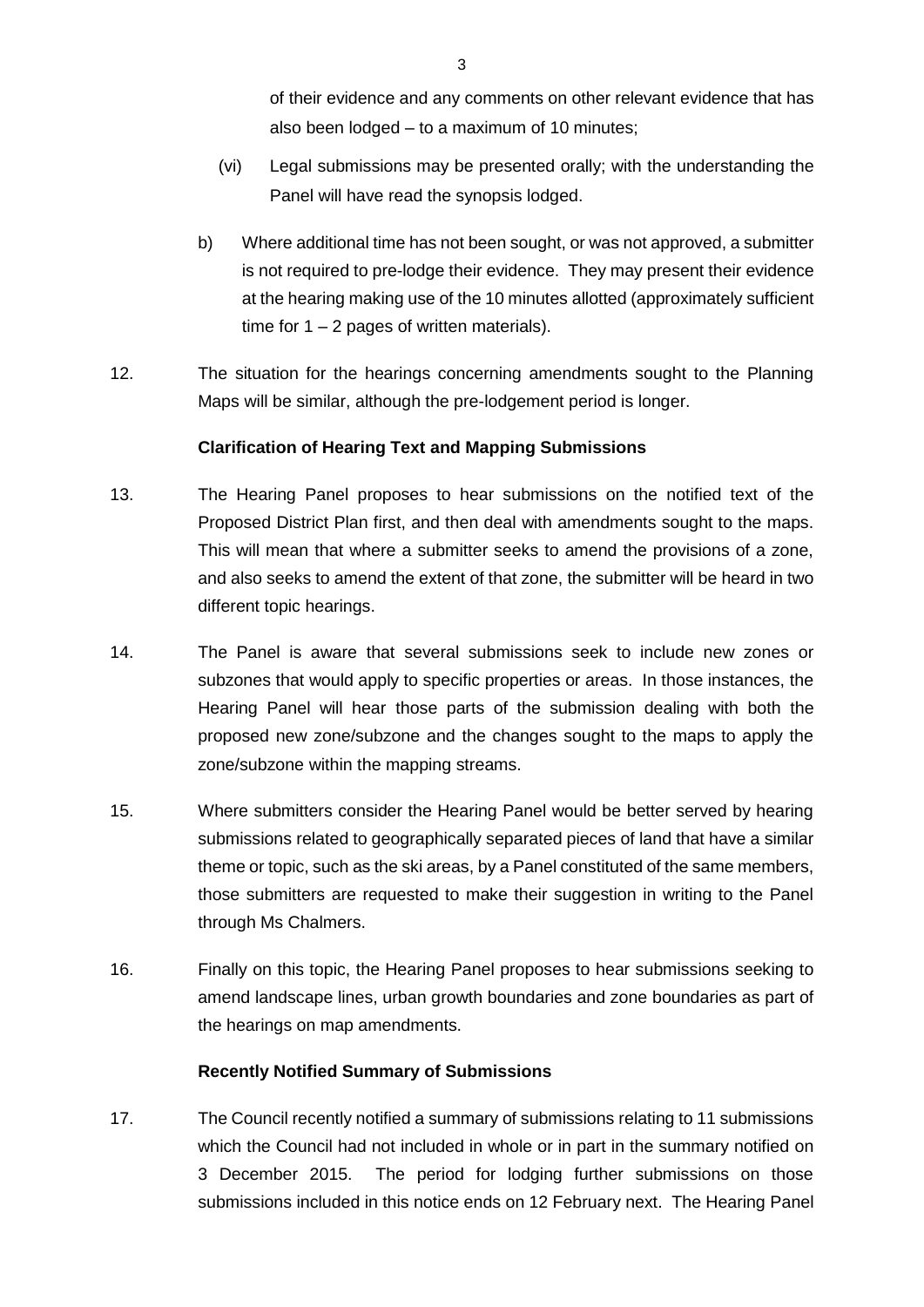of their evidence and any comments on other relevant evidence that has also been lodged – to a maximum of 10 minutes;

(vi) Legal submissions may be presented orally; with the understanding the Panel will have read the synopsis lodged.

b) Where additional time has not been sought, or was not approved, a submitter is not required to pre-lodge their evidence. They may present their evidence at the hearing making use of the 10 minutes allotted (approximately sufficient time for 1 – 2 pages of written materials).

12. The situation for the hearings concerning amendments sought to the Planning Maps will be similar, although the pre-lodgement period is longer.

**Clarification of Hearing Text and Mapping Submissions**

13. The Hearing Panel proposes to hear submissions on the notified text of the Proposed District Plan first, and then deal with amendments sought to the maps. This will mean that where a submitter seeks to amend the provisions of a zone, and also seeks to amend the extent of that zone, the submitter will be heard in two different topic hearings.

14. The Panel is aware that several submissions seek to include new zones or subzones that would apply to specific properties or areas. In those instances, the Hearing Panel will hear those parts of the submission dealing with both the proposed new zone/subzone and the changes sought to the maps to apply the zone/subzone within the mapping streams.

15. Where submitters consider the Hearing Panel would be better served by hearing submissions related to geographically separated pieces of land that have a similar theme or topic, such as the ski areas, by a Panel constituted of the same members, those submitters are requested to make their suggestion in writing to the Panel through Ms Chalmers.

16. Finally on this topic, the Hearing Panel proposes to hear submissions seeking to amend landscape lines, urban growth boundaries and zone boundaries as part of the hearings on map amendments.

**Recently Notified Summary of Submissions**

17. The Council recently notified a summary of submissions relating to 11 submissions which the Council had not included in whole or in part in the summary notified on 3 December 2015. The period for lodging further submissions on those submissions included in this notice ends on 12 February next. The Hearing Panel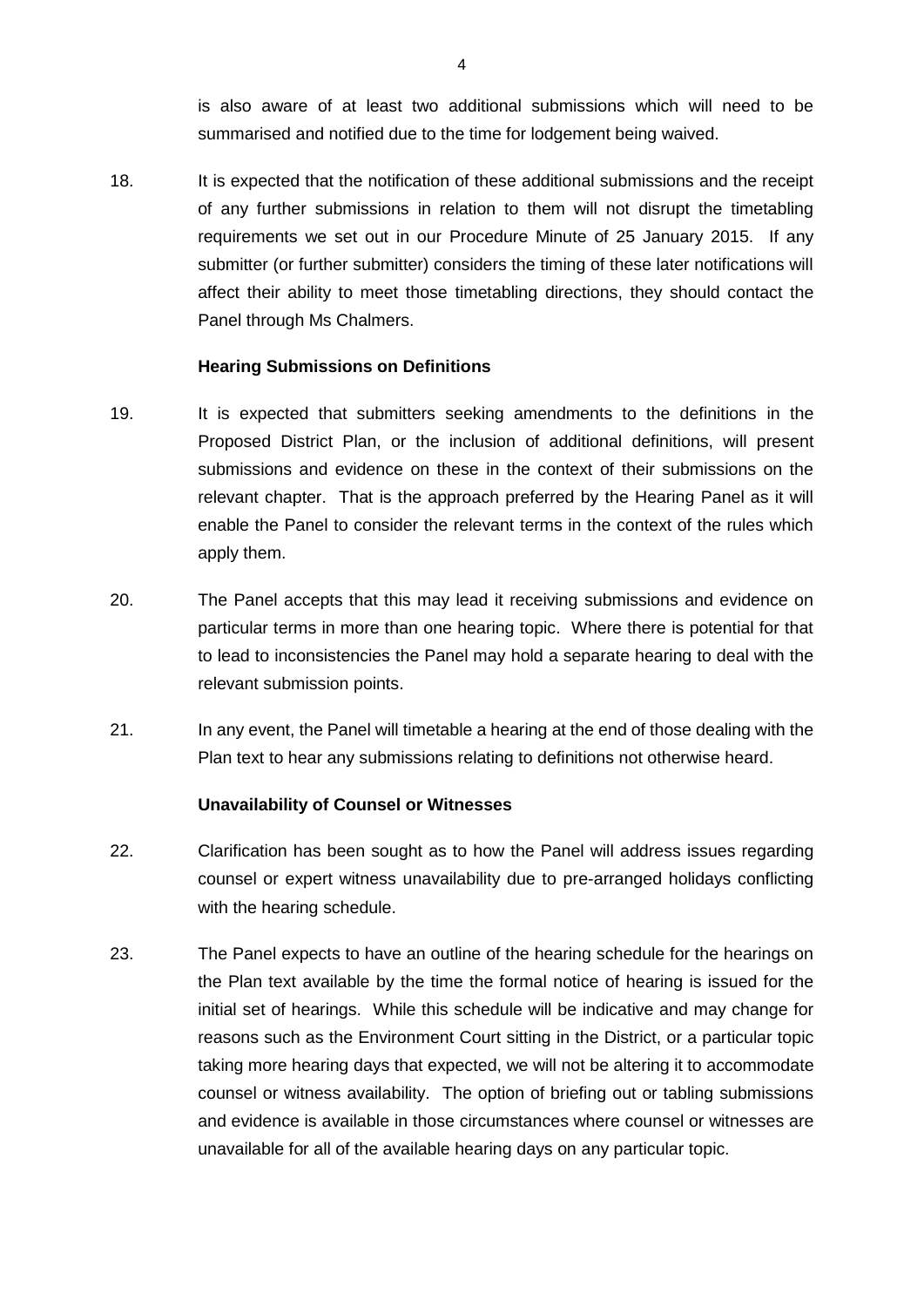is also aware of at least two additional submissions which will need to be summarised and notified due to the time for lodgement being waived.

18. It is expected that the notification of these additional submissions and the receipt of any further submissions in relation to them will not disrupt the timetabling requirements we set out in our Procedure Minute of 25 January 2015. If any submitter (or further submitter) considers the timing of these later notifications will affect their ability to meet those timetabling directions, they should contact the Panel through Ms Chalmers.

**Hearing Submissions on Definitions**

19. It is expected that submitters seeking amendments to the definitions in the Proposed District Plan, or the inclusion of additional definitions, will present submissions and evidence on these in the context of their submissions on the relevant chapter. That is the approach preferred by the Hearing Panel as it will enable the Panel to consider the relevant terms in the context of the rules which apply them.

20. The Panel accepts that this may lead it receiving submissions and evidence on particular terms in more than one hearing topic. Where there is potential for that to lead to inconsistencies the Panel may hold a separate hearing to deal with the relevant submission points.

21. In any event, the Panel will timetable a hearing at the end of those dealing with the Plan text to hear any submissions relating to definitions not otherwise heard.

**Unavailability of Counsel or Witnesses**

22. Clarification has been sought as to how the Panel will address issues regarding counsel or expert witness unavailability due to pre-arranged holidays conflicting with the hearing schedule.

23. The Panel expects to have an outline of the hearing schedule for the hearings on the Plan text available by the time the formal notice of hearing is issued for the initial set of hearings. While this schedule will be indicative and may change for reasons such as the Environment Court sitting in the District, or a particular topic taking more hearing days that expected, we will not be altering it to accommodate counsel or witness availability. The option of briefing out or tabling submissions and evidence is available in those circumstances where counsel or witnesses are unavailable for all of the available hearing days on any particular topic.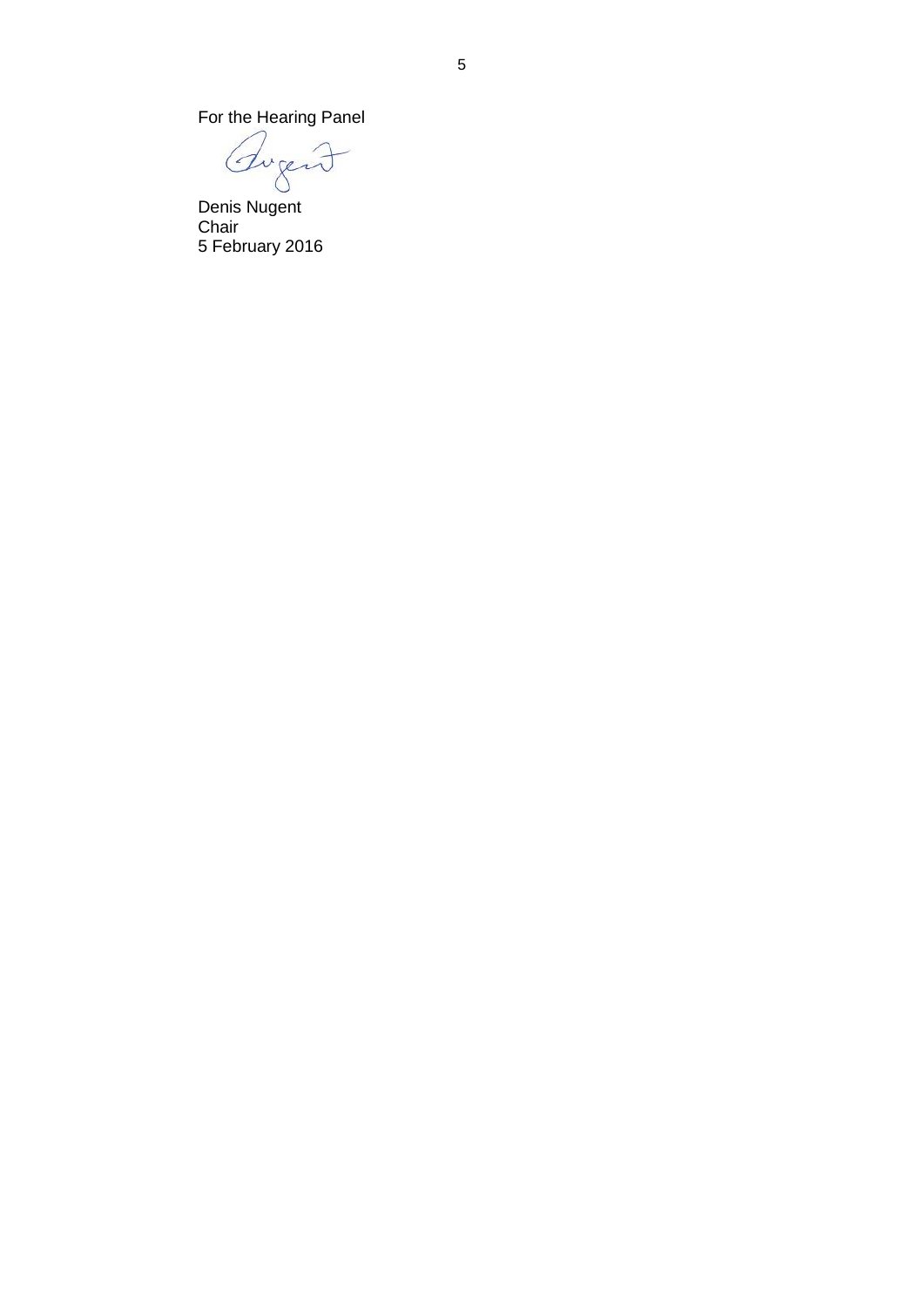For the Hearing Panel

Denis Nugent
Chair
5 February 2016